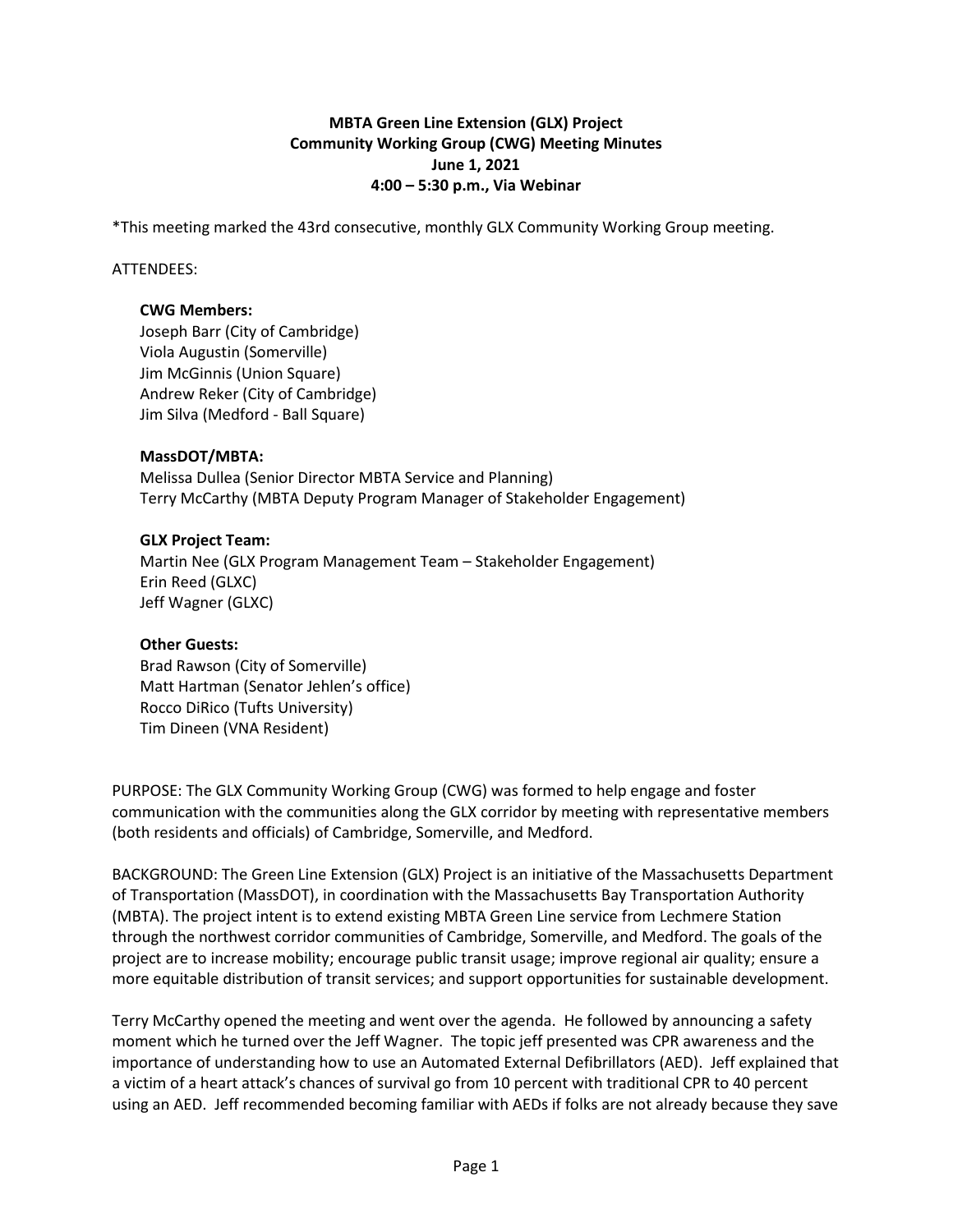**MBTA Green Line Extension (GLX) Project**
**Community Working Group (CWG) Meeting Minutes**
**June 1, 2021**
**4:00 – 5:30 p.m., Via Webinar**

*This meeting marked the 43rd consecutive, monthly GLX Community Working Group meeting.

ATTENDEES:

**CWG Members:**
Joseph Barr (City of Cambridge)
Viola Augustin (Somerville)
Jim McGinnis (Union Square)
Andrew Reker (City of Cambridge)
Jim Silva (Medford - Ball Square)

**MassDOT/MBTA:**
Melissa Dullea (Senior Director MBTA Service and Planning)
Terry McCarthy (MBTA Deputy Program Manager of Stakeholder Engagement)

**GLX Project Team:**
Martin Nee (GLX Program Management Team – Stakeholder Engagement)
Erin Reed (GLXC)
Jeff Wagner (GLXC)

**Other Guests:**
Brad Rawson (City of Somerville)
Matt Hartman (Senator Jehlen's office)
Rocco DiRico (Tufts University)
Tim Dineen (VNA Resident)

PURPOSE: The GLX Community Working Group (CWG) was formed to help engage and foster communication with the communities along the GLX corridor by meeting with representative members (both residents and officials) of Cambridge, Somerville, and Medford.

BACKGROUND: The Green Line Extension (GLX) Project is an initiative of the Massachusetts Department of Transportation (MassDOT), in coordination with the Massachusetts Bay Transportation Authority (MBTA). The project intent is to extend existing MBTA Green Line service from Lechmere Station through the northwest corridor communities of Cambridge, Somerville, and Medford. The goals of the project are to increase mobility; encourage public transit usage; improve regional air quality; ensure a more equitable distribution of transit services; and support opportunities for sustainable development.

Terry McCarthy opened the meeting and went over the agenda. He followed by announcing a safety moment which he turned over the Jeff Wagner. The topic jeff presented was CPR awareness and the importance of understanding how to use an Automated External Defibrillators (AED). Jeff explained that a victim of a heart attack's chances of survival go from 10 percent with traditional CPR to 40 percent using an AED. Jeff recommended becoming familiar with AEDs if folks are not already because they save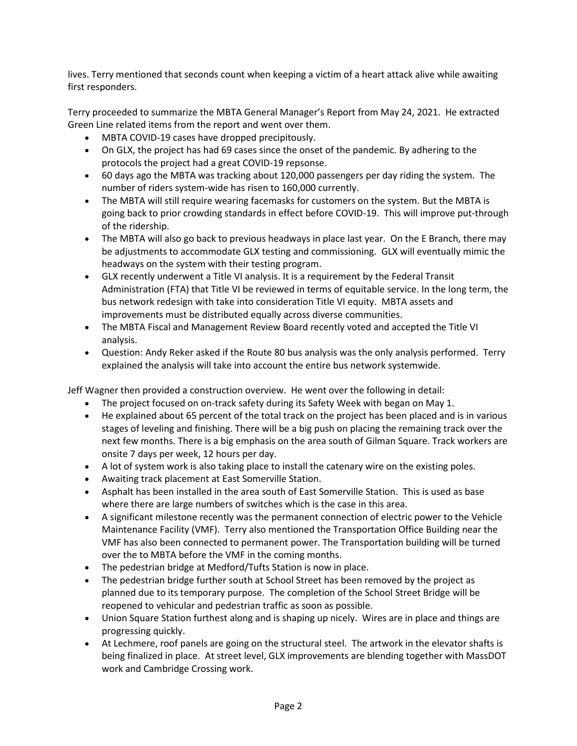lives. Terry mentioned that seconds count when keeping a victim of a heart attack alive while awaiting first responders.

Terry proceeded to summarize the MBTA General Manager's Report from May 24, 2021. He extracted Green Line related items from the report and went over them.

- MBTA COVID-19 cases have dropped precipitously.
- On GLX, the project has had 69 cases since the onset of the pandemic. By adhering to the protocols the project had a great COVID-19 repsonse.
- 60 days ago the MBTA was tracking about 120,000 passengers per day riding the system. The number of riders system-wide has risen to 160,000 currently.
- The MBTA will still require wearing facemasks for customers on the system. But the MBTA is going back to prior crowding standards in effect before COVID-19. This will improve put-through of the ridership.
- The MBTA will also go back to previous headways in place last year. On the E Branch, there may be adjustments to accommodate GLX testing and commissioning. GLX will eventually mimic the headways on the system with their testing program.
- GLX recently underwent a Title VI analysis. It is a requirement by the Federal Transit Administration (FTA) that Title VI be reviewed in terms of equitable service. In the long term, the bus network redesign with take into consideration Title VI equity. MBTA assets and improvements must be distributed equally across diverse communities.
- The MBTA Fiscal and Management Review Board recently voted and accepted the Title VI analysis.
- Question: Andy Reker asked if the Route 80 bus analysis was the only analysis performed. Terry explained the analysis will take into account the entire bus network systemwide.

Jeff Wagner then provided a construction overview. He went over the following in detail:

- The project focused on on-track safety during its Safety Week with began on May 1.
- He explained about 65 percent of the total track on the project has been placed and is in various stages of leveling and finishing. There will be a big push on placing the remaining track over the next few months. There is a big emphasis on the area south of Gilman Square. Track workers are onsite 7 days per week, 12 hours per day.
- A lot of system work is also taking place to install the catenary wire on the existing poles.
- Awaiting track placement at East Somerville Station.
- Asphalt has been installed in the area south of East Somerville Station. This is used as base where there are large numbers of switches which is the case in this area.
- A significant milestone recently was the permanent connection of electric power to the Vehicle Maintenance Facility (VMF). Terry also mentioned the Transportation Office Building near the VMF has also been connected to permanent power. The Transportation building will be turned over the to MBTA before the VMF in the coming months.
- The pedestrian bridge at Medford/Tufts Station is now in place.
- The pedestrian bridge further south at School Street has been removed by the project as planned due to its temporary purpose. The completion of the School Street Bridge will be reopened to vehicular and pedestrian traffic as soon as possible.
- Union Square Station furthest along and is shaping up nicely. Wires are in place and things are progressing quickly.
- At Lechmere, roof panels are going on the structural steel. The artwork in the elevator shafts is being finalized in place. At street level, GLX improvements are blending together with MassDOT work and Cambridge Crossing work.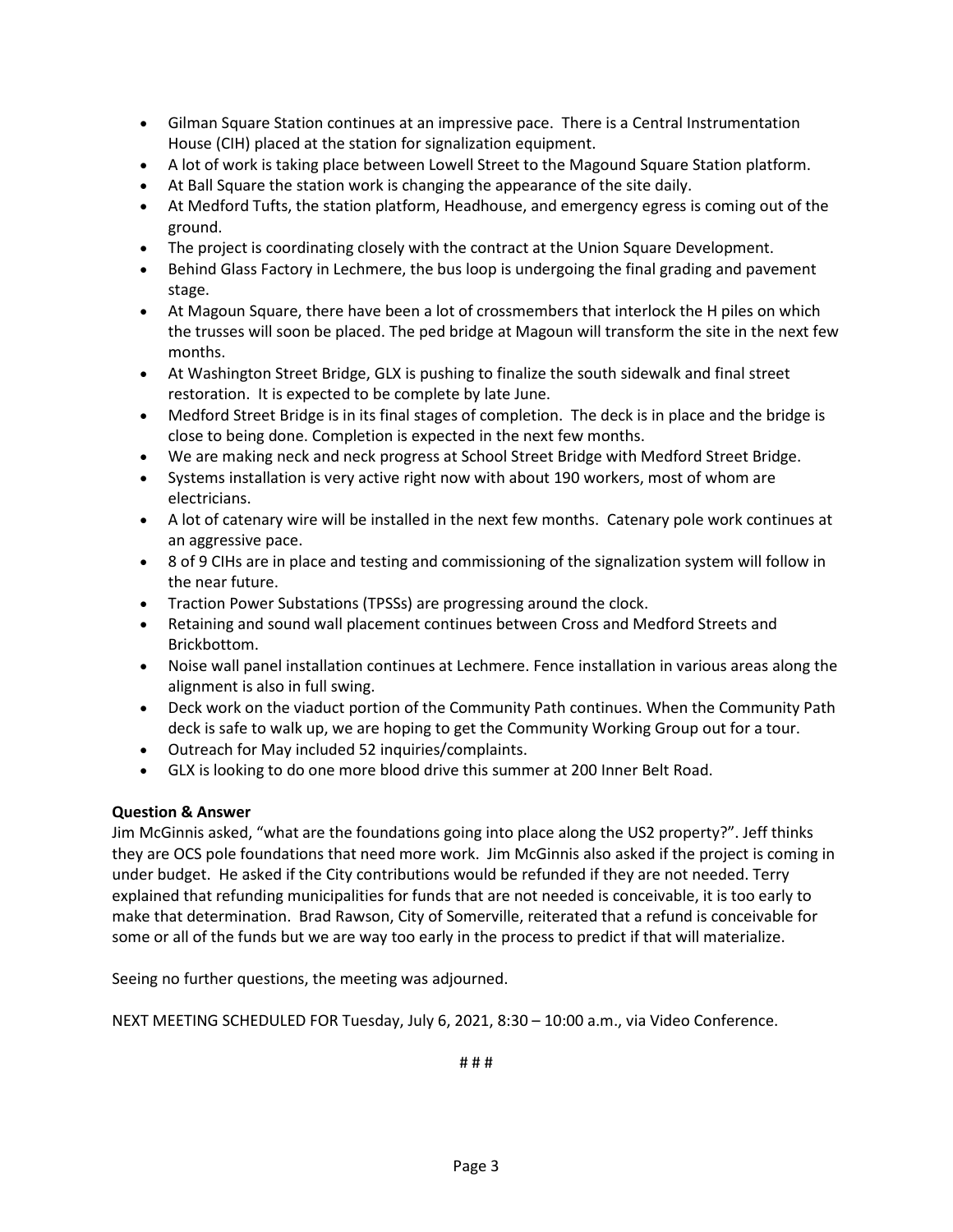- Gilman Square Station continues at an impressive pace. There is a Central Instrumentation House (CIH) placed at the station for signalization equipment.
- A lot of work is taking place between Lowell Street to the Magound Square Station platform.
- At Ball Square the station work is changing the appearance of the site daily.
- At Medford Tufts, the station platform, Headhouse, and emergency egress is coming out of the ground.
- The project is coordinating closely with the contract at the Union Square Development.
- Behind Glass Factory in Lechmere, the bus loop is undergoing the final grading and pavement stage.
- At Magoun Square, there have been a lot of crossmembers that interlock the H piles on which the trusses will soon be placed. The ped bridge at Magoun will transform the site in the next few months.
- At Washington Street Bridge, GLX is pushing to finalize the south sidewalk and final street restoration. It is expected to be complete by late June.
- Medford Street Bridge is in its final stages of completion. The deck is in place and the bridge is close to being done. Completion is expected in the next few months.
- We are making neck and neck progress at School Street Bridge with Medford Street Bridge.
- Systems installation is very active right now with about 190 workers, most of whom are electricians.
- A lot of catenary wire will be installed in the next few months. Catenary pole work continues at an aggressive pace.
- 8 of 9 CIHs are in place and testing and commissioning of the signalization system will follow in the near future.
- Traction Power Substations (TPSSs) are progressing around the clock.
- Retaining and sound wall placement continues between Cross and Medford Streets and Brickbottom.
- Noise wall panel installation continues at Lechmere. Fence installation in various areas along the alignment is also in full swing.
- Deck work on the viaduct portion of the Community Path continues. When the Community Path deck is safe to walk up, we are hoping to get the Community Working Group out for a tour.
- Outreach for May included 52 inquiries/complaints.
- GLX is looking to do one more blood drive this summer at 200 Inner Belt Road.

**Question & Answer**

Jim McGinnis asked, "what are the foundations going into place along the US2 property?". Jeff thinks they are OCS pole foundations that need more work. Jim McGinnis also asked if the project is coming in under budget. He asked if the City contributions would be refunded if they are not needed. Terry explained that refunding municipalities for funds that are not needed is conceivable, it is too early to make that determination. Brad Rawson, City of Somerville, reiterated that a refund is conceivable for some or all of the funds but we are way too early in the process to predict if that will materialize.

Seeing no further questions, the meeting was adjourned.

NEXT MEETING SCHEDULED FOR Tuesday, July 6, 2021, 8:30 – 10:00 a.m., via Video Conference.

# # #